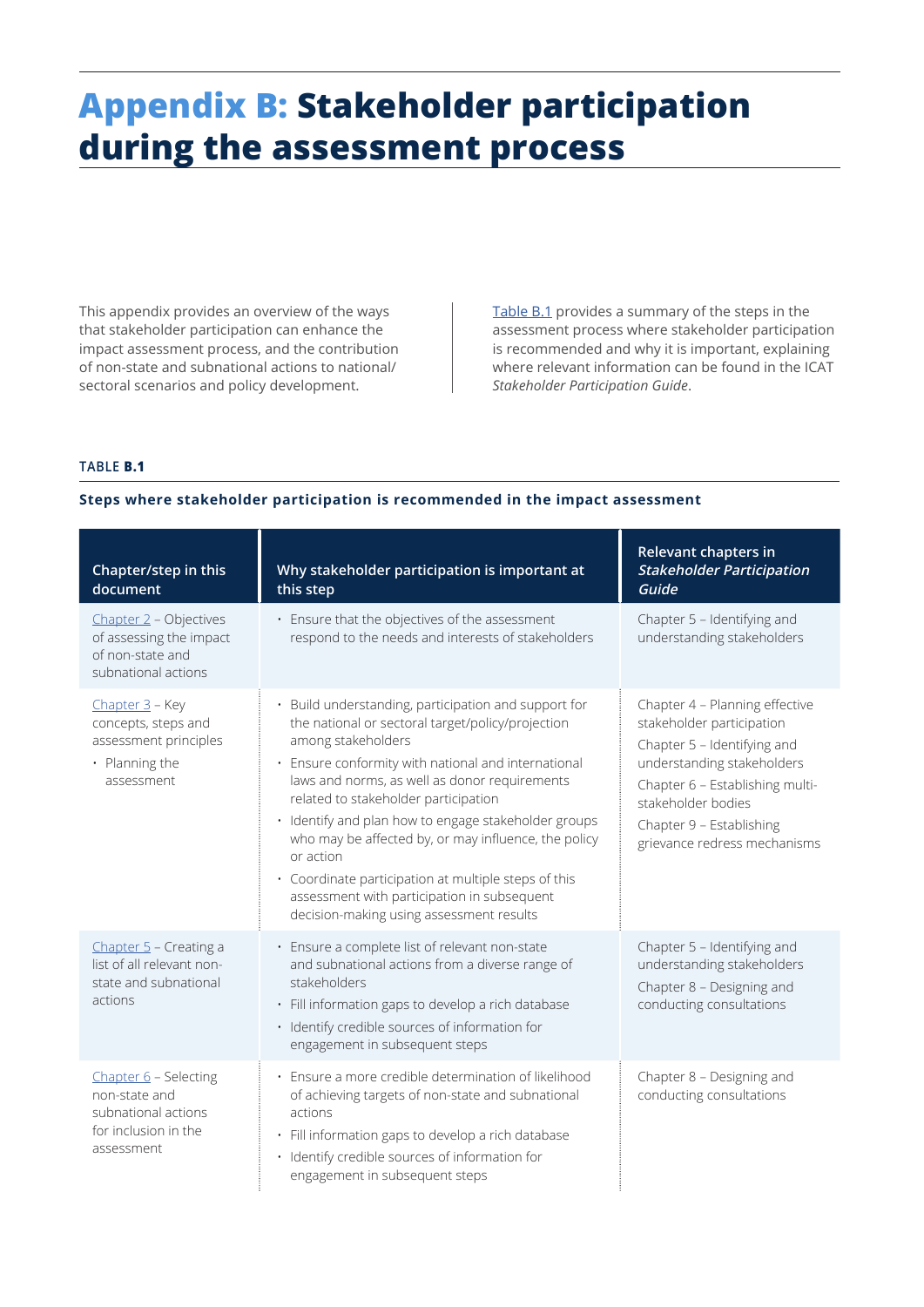# Appendix B: Stakeholder participation during the assessment process

This appendix provides an overview of the ways that stakeholder participation can enhance the impact assessment process, and the contribution of non-state and subnational actions to national/sectoral scenarios and policy development.

Table B.1 provides a summary of the steps in the assessment process where stakeholder participation is recommended and why it is important, explaining where relevant information can be found in the ICAT *Stakeholder Participation Guide*.

**TABLE B.1**

**Steps where stakeholder participation is recommended in the impact assessment**

| Chapter/step in this document | Why stakeholder participation is important at this step | Relevant chapters in *Stakeholder Participation Guide* |
|---|---|---|
| Chapter 2 – Objectives of assessing the impact of non-state and subnational actions | • Ensure that the objectives of the assessment respond to the needs and interests of stakeholders | Chapter 5 – Identifying and understanding stakeholders |
| Chapter 3 – Key concepts, steps and assessment principles<br>• Planning the assessment | • Build understanding, participation and support for the national or sectoral target/policy/projection among stakeholders<br>• Ensure conformity with national and international laws and norms, as well as donor requirements related to stakeholder participation<br>• Identify and plan how to engage stakeholder groups who may be affected by, or may influence, the policy or action<br>• Coordinate participation at multiple steps of this assessment with participation in subsequent decision-making using assessment results | Chapter 4 – Planning effective stakeholder participation<br>Chapter 5 – Identifying and understanding stakeholders<br>Chapter 6 – Establishing multi-stakeholder bodies<br>Chapter 9 – Establishing grievance redress mechanisms |
| Chapter 5 – Creating a list of all relevant non-state and subnational actions | • Ensure a complete list of relevant non-state and subnational actions from a diverse range of stakeholders<br>• Fill information gaps to develop a rich database<br>• Identify credible sources of information for engagement in subsequent steps | Chapter 5 – Identifying and understanding stakeholders<br>Chapter 8 – Designing and conducting consultations |
| Chapter 6 – Selecting non-state and subnational actions for inclusion in the assessment | • Ensure a more credible determination of likelihood of achieving targets of non-state and subnational actions<br>• Fill information gaps to develop a rich database<br>• Identify credible sources of information for engagement in subsequent steps | Chapter 8 – Designing and conducting consultations |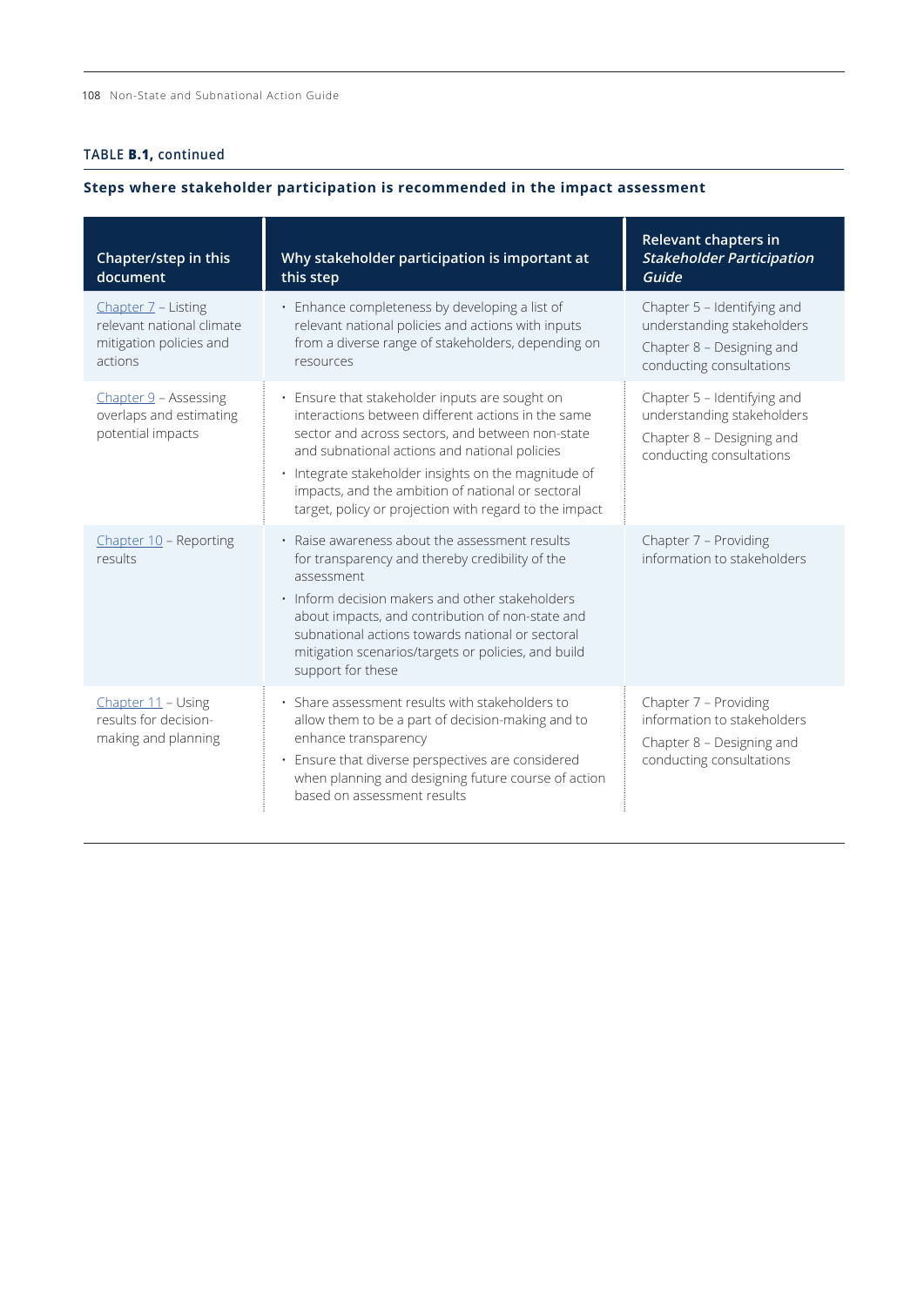**TABLE B.1, continued**

**Steps where stakeholder participation is recommended in the impact assessment**

| Chapter/step in this document | Why stakeholder participation is important at this step | Relevant chapters in *Stakeholder Participation Guide* |
|---|---|---|
| Chapter 7 – Listing relevant national climate mitigation policies and actions | • Enhance completeness by developing a list of relevant national policies and actions with inputs from a diverse range of stakeholders, depending on resources | Chapter 5 – Identifying and understanding stakeholders<br>Chapter 8 – Designing and conducting consultations |
| Chapter 9 – Assessing overlaps and estimating potential impacts | • Ensure that stakeholder inputs are sought on interactions between different actions in the same sector and across sectors, and between non-state and subnational actions and national policies<br>• Integrate stakeholder insights on the magnitude of impacts, and the ambition of national or sectoral target, policy or projection with regard to the impact | Chapter 5 – Identifying and understanding stakeholders<br>Chapter 8 – Designing and conducting consultations |
| Chapter 10 – Reporting results | • Raise awareness about the assessment results for transparency and thereby credibility of the assessment<br>• Inform decision makers and other stakeholders about impacts, and contribution of non-state and subnational actions towards national or sectoral mitigation scenarios/targets or policies, and build support for these | Chapter 7 – Providing information to stakeholders |
| Chapter 11 – Using results for decision-making and planning | • Share assessment results with stakeholders to allow them to be a part of decision-making and to enhance transparency<br>• Ensure that diverse perspectives are considered when planning and designing future course of action based on assessment results | Chapter 7 – Providing information to stakeholders<br>Chapter 8 – Designing and conducting consultations |